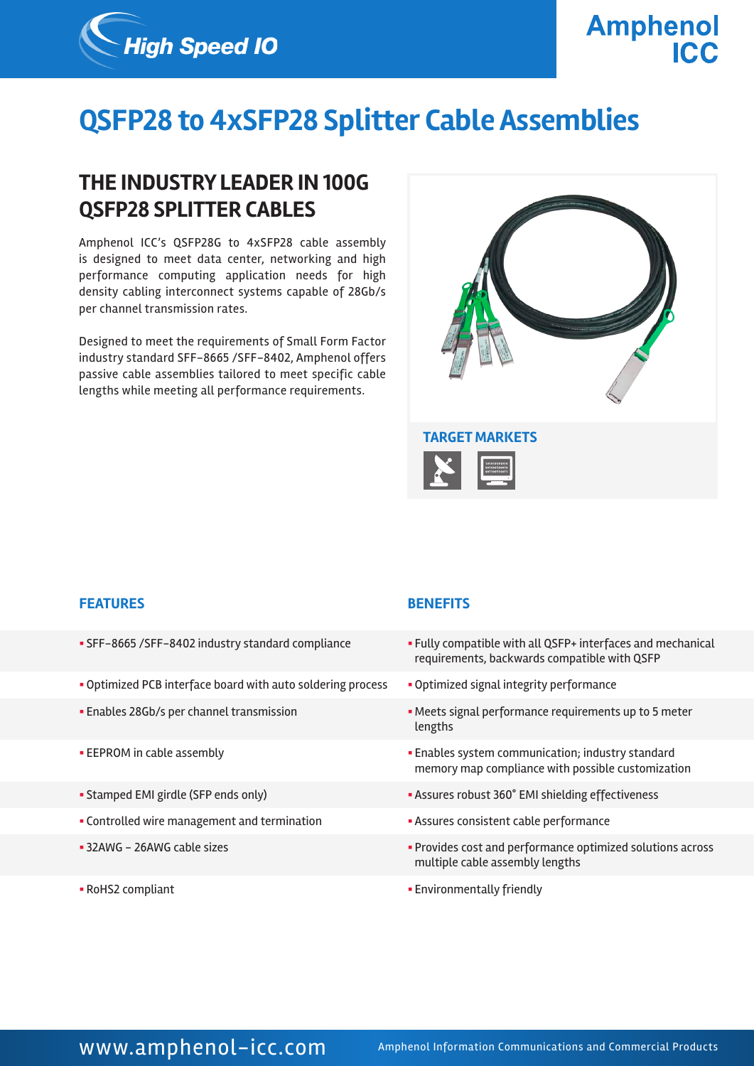High Speed IO

Amphenol ICC

# QSFP28 to 4xSFP28 Splitter Cable Assemblies

## THE INDUSTRY LEADER IN 100G QSFP28 SPLITTER CABLES

Amphenol ICC's QSFP28G to 4xSFP28 cable assembly is designed to meet data center, networking and high performance computing application needs for high density cabling interconnect systems capable of 28Gb/s per channel transmission rates.

Designed to meet the requirements of Small Form Factor industry standard SFF-8665 /SFF-8402, Amphenol offers passive cable assemblies tailored to meet specific cable lengths while meeting all performance requirements.

### TARGET MARKETS

| FEATURES | BENEFITS |
| --- | --- |
| SFF-8665 /SFF-8402 industry standard compliance | Fully compatible with all QSFP+ interfaces and mechanical requirements, backwards compatible with QSFP |
| Optimized PCB interface board with auto soldering process | Optimized signal integrity performance |
| Enables 28Gb/s per channel transmission | Meets signal performance requirements up to 5 meter lengths |
| EEPROM in cable assembly | Enables system communication; industry standard memory map compliance with possible customization |
| Stamped EMI girdle (SFP ends only) | Assures robust 360° EMI shielding effectiveness |
| Controlled wire management and termination | Assures consistent cable performance |
| 32AWG - 26AWG cable sizes | Provides cost and performance optimized solutions across multiple cable assembly lengths |
| RoHS2 compliant | Environmentally friendly |

www.amphenol-icc.com

Amphenol Information Communications and Commercial Products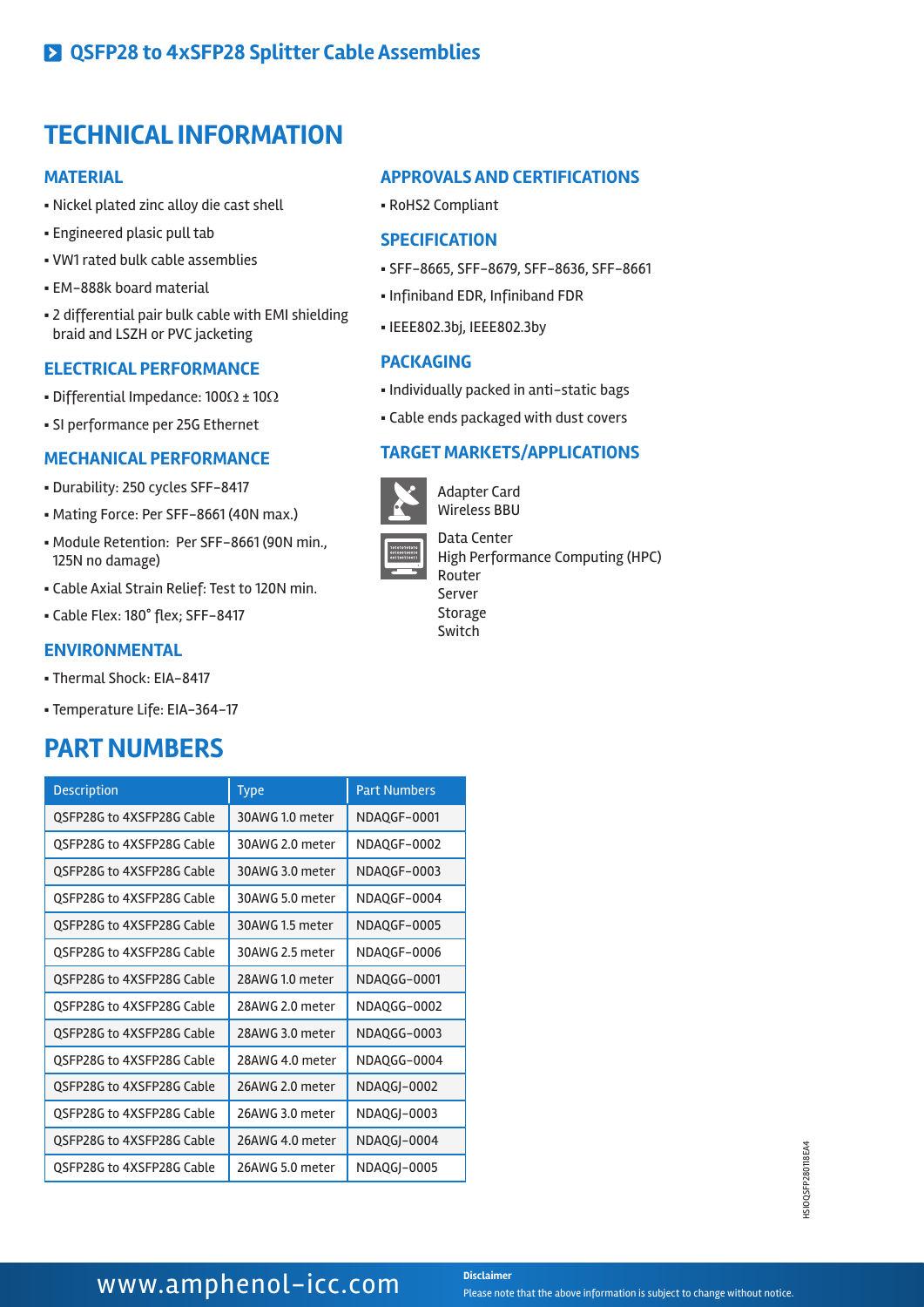## QSFP28 to 4xSFP28 Splitter Cable Assemblies

# TECHNICAL INFORMATION

### MATERIAL

- Nickel plated zinc alloy die cast shell
- Engineered plasic pull tab
- VW1 rated bulk cable assemblies
- EM-888k board material
- 2 differential pair bulk cable with EMI shielding braid and LSZH or PVC jacketing

### ELECTRICAL PERFORMANCE

- Differential Impedance: 100Ω ± 10Ω
- SI performance per 25G Ethernet

### MECHANICAL PERFORMANCE

- Durability: 250 cycles SFF-8417
- Mating Force: Per SFF-8661 (40N max.)
- Module Retention: Per SFF-8661 (90N min., 125N no damage)
- Cable Axial Strain Relief: Test to 120N min.
- Cable Flex: 180° flex; SFF-8417

### ENVIRONMENTAL

- Thermal Shock: EIA-8417
- Temperature Life: EIA-364-17

### APPROVALS AND CERTIFICATIONS

- RoHS2 Compliant

### SPECIFICATION

- SFF-8665, SFF-8679, SFF-8636, SFF-8661
- Infiniband EDR, Infiniband FDR
- IEEE802.3bj, IEEE802.3by

### PACKAGING

- Individually packed in anti-static bags
- Cable ends packaged with dust covers

### TARGET MARKETS/APPLICATIONS

Adapter Card
Wireless BBU

Data Center
High Performance Computing (HPC)
Router
Server
Storage
Switch

# PART NUMBERS

| Description | Type | Part Numbers |
|---|---|---|
| QSFP28G to 4XSFP28G Cable | 30AWG 1.0 meter | NDAQGF-0001 |
| QSFP28G to 4XSFP28G Cable | 30AWG 2.0 meter | NDAQGF-0002 |
| QSFP28G to 4XSFP28G Cable | 30AWG 3.0 meter | NDAQGF-0003 |
| QSFP28G to 4XSFP28G Cable | 30AWG 5.0 meter | NDAQGF-0004 |
| QSFP28G to 4XSFP28G Cable | 30AWG 1.5 meter | NDAQGF-0005 |
| QSFP28G to 4XSFP28G Cable | 30AWG 2.5 meter | NDAQGF-0006 |
| QSFP28G to 4XSFP28G Cable | 28AWG 1.0 meter | NDAQGG-0001 |
| QSFP28G to 4XSFP28G Cable | 28AWG 2.0 meter | NDAQGG-0002 |
| QSFP28G to 4XSFP28G Cable | 28AWG 3.0 meter | NDAQGG-0003 |
| QSFP28G to 4XSFP28G Cable | 28AWG 4.0 meter | NDAQGG-0004 |
| QSFP28G to 4XSFP28G Cable | 26AWG 2.0 meter | NDAQGJ-0002 |
| QSFP28G to 4XSFP28G Cable | 26AWG 3.0 meter | NDAQGJ-0003 |
| QSFP28G to 4XSFP28G Cable | 26AWG 4.0 meter | NDAQGJ-0004 |
| QSFP28G to 4XSFP28G Cable | 26AWG 5.0 meter | NDAQGJ-0005 |

HS10QSFP280118EA4

www.amphenol-icc.com

**Disclaimer**
Please note that the above information is subject to change without notice.